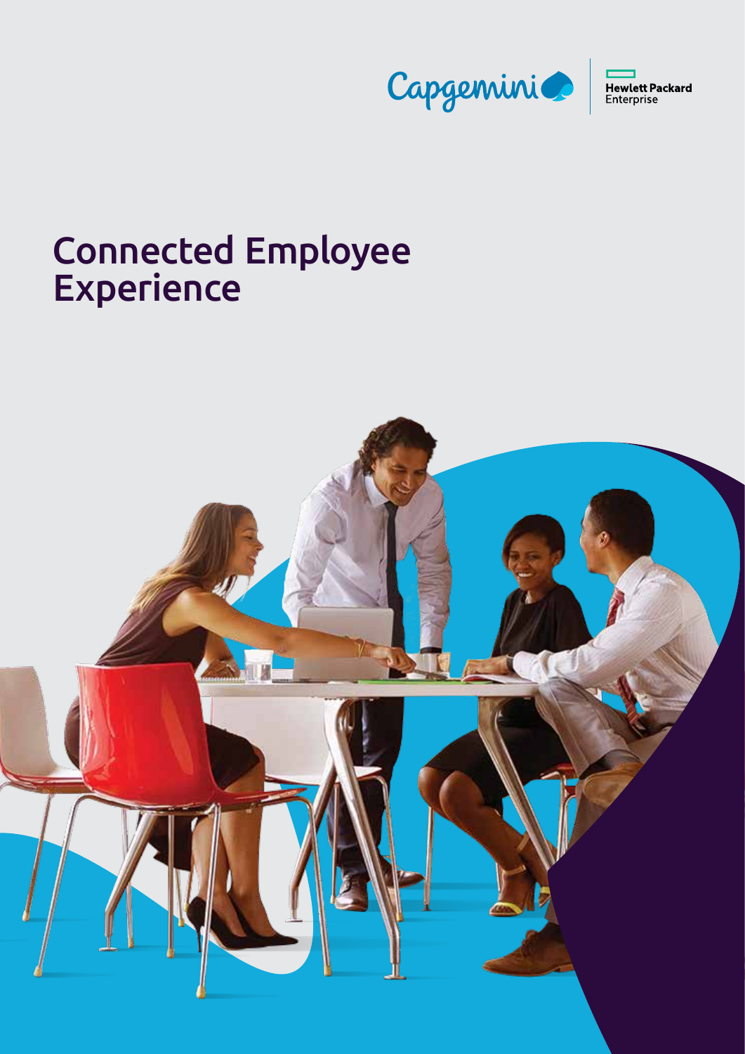Capgemini

Hewlett Packard Enterprise

# Connected Employee Experience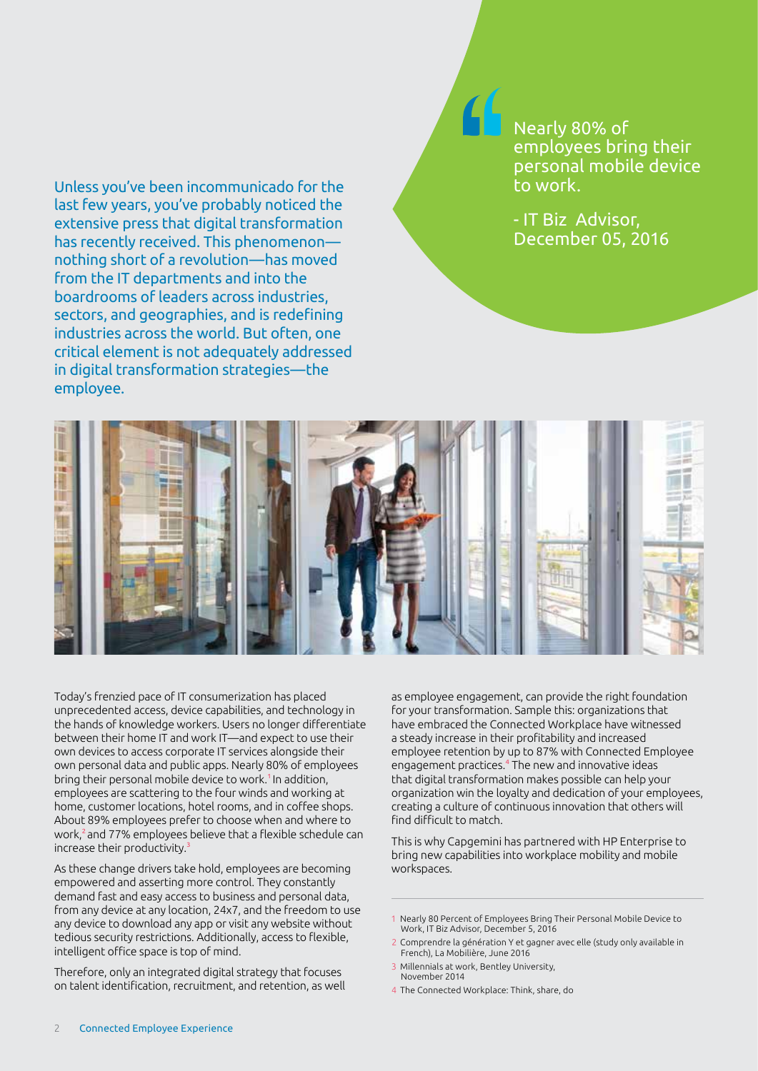Unless you've been incommunicado for the last few years, you've probably noticed the extensive press that digital transformation has recently received. This phenomenon—nothing short of a revolution—has moved from the IT departments and into the boardrooms of leaders across industries, sectors, and geographies, and is redefining industries across the world. But often, one critical element is not adequately addressed in digital transformation strategies—the employee.

> Nearly 80% of employees bring their personal mobile device to work.
>
> - IT Biz Advisor, December 05, 2016

Today's frenzied pace of IT consumerization has placed unprecedented access, device capabilities, and technology in the hands of knowledge workers. Users no longer differentiate between their home IT and work IT—and expect to use their own devices to access corporate IT services alongside their own personal data and public apps. Nearly 80% of employees bring their personal mobile device to work.[1] In addition, employees are scattering to the four winds and working at home, customer locations, hotel rooms, and in coffee shops. About 89% employees prefer to choose when and where to work,[2] and 77% employees believe that a flexible schedule can increase their productivity.[3]

As these change drivers take hold, employees are becoming empowered and asserting more control. They constantly demand fast and easy access to business and personal data, from any device at any location, 24x7, and the freedom to use any device to download any app or visit any website without tedious security restrictions. Additionally, access to flexible, intelligent office space is top of mind.

Therefore, only an integrated digital strategy that focuses on talent identification, recruitment, and retention, as well as employee engagement, can provide the right foundation for your transformation. Sample this: organizations that have embraced the Connected Workplace have witnessed a steady increase in their profitability and increased employee retention by up to 87% with Connected Employee engagement practices.[4] The new and innovative ideas that digital transformation makes possible can help your organization win the loyalty and dedication of your employees, creating a culture of continuous innovation that others will find difficult to match.

This is why Capgemini has partnered with HP Enterprise to bring new capabilities into workplace mobility and mobile workspaces.

---

1 Nearly 80 Percent of Employees Bring Their Personal Mobile Device to Work, IT Biz Advisor, December 5, 2016

2 Comprendre la génération Y et gagner avec elle (study only available in French), La Mobilière, June 2016

3 Millennials at work, Bentley University, November 2014

4 The Connected Workplace: Think, share, do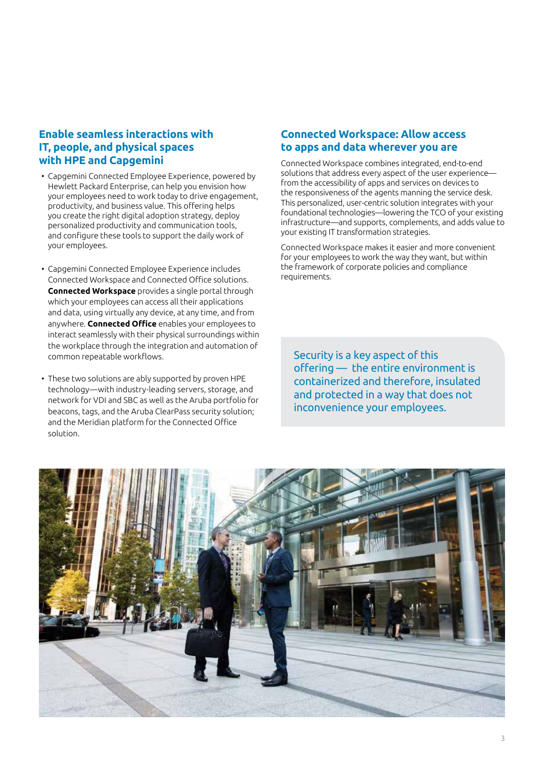## Enable seamless interactions with IT, people, and physical spaces with HPE and Capgemini

- Capgemini Connected Employee Experience, powered by Hewlett Packard Enterprise, can help you envision how your employees need to work today to drive engagement, productivity, and business value. This offering helps you create the right digital adoption strategy, deploy personalized productivity and communication tools, and configure these tools to support the daily work of your employees.
- Capgemini Connected Employee Experience includes Connected Workspace and Connected Office solutions. **Connected Workspace** provides a single portal through which your employees can access all their applications and data, using virtually any device, at any time, and from anywhere. **Connected Office** enables your employees to interact seamlessly with their physical surroundings within the workplace through the integration and automation of common repeatable workflows.
- These two solutions are ably supported by proven HPE technology—with industry-leading servers, storage, and network for VDI and SBC as well as the Aruba portfolio for beacons, tags, and the Aruba ClearPass security solution; and the Meridian platform for the Connected Office solution.

## Connected Workspace: Allow access to apps and data wherever you are

Connected Workspace combines integrated, end-to-end solutions that address every aspect of the user experience—from the accessibility of apps and services on devices to the responsiveness of the agents manning the service desk. This personalized, user-centric solution integrates with your foundational technologies—lowering the TCO of your existing infrastructure—and supports, complements, and adds value to your existing IT transformation strategies.

Connected Workspace makes it easier and more convenient for your employees to work the way they want, but within the framework of corporate policies and compliance requirements.

> Security is a key aspect of this offering — the entire environment is containerized and therefore, insulated and protected in a way that does not inconvenience your employees.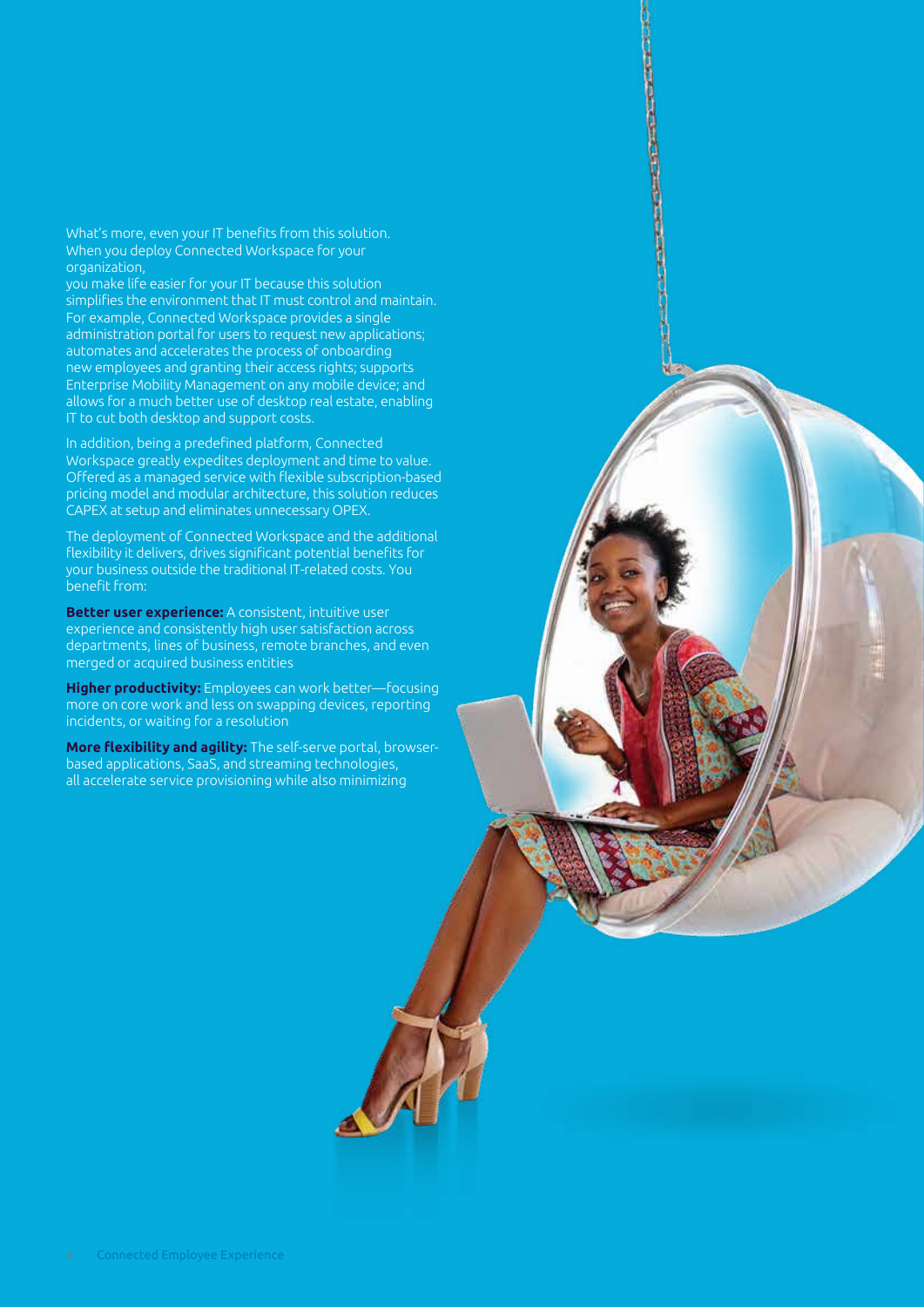What's more, even your IT benefits from this solution. When you deploy Connected Workspace for your organization, you make life easier for your IT because this solution simplifies the environment that IT must control and maintain. For example, Connected Workspace provides a single administration portal for users to request new applications; automates and accelerates the process of onboarding new employees and granting their access rights; supports Enterprise Mobility Management on any mobile device; and allows for a much better use of desktop real estate, enabling IT to cut both desktop and support costs.

In addition, being a predefined platform, Connected Workspace greatly expedites deployment and time to value. Offered as a managed service with flexible subscription-based pricing model and modular architecture, this solution reduces CAPEX at setup and eliminates unnecessary OPEX.

The deployment of Connected Workspace and the additional flexibility it delivers, drives significant potential benefits for your business outside the traditional IT-related costs. You benefit from:

**Better user experience:** A consistent, intuitive user experience and consistently high user satisfaction across departments, lines of business, remote branches, and even merged or acquired business entities

**Higher productivity:** Employees can work better—focusing more on core work and less on swapping devices, reporting incidents, or waiting for a resolution

**More flexibility and agility:** The self-serve portal, browser-based applications, SaaS, and streaming technologies, all accelerate service provisioning while also minimizing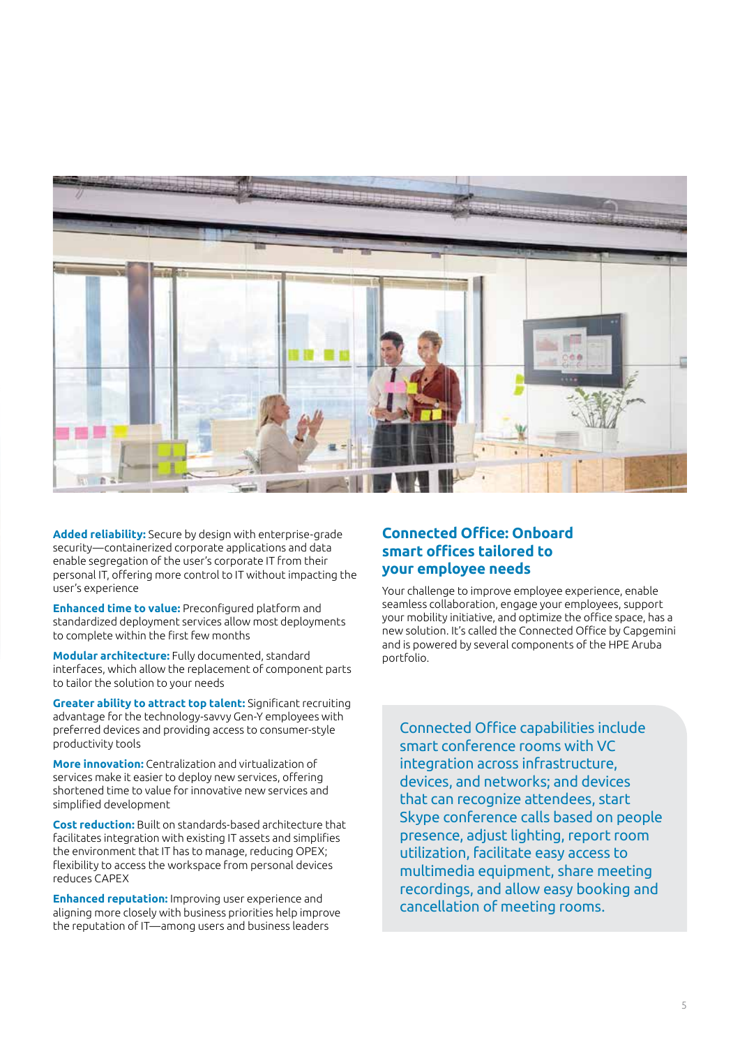**Added reliability:** Secure by design with enterprise-grade security—containerized corporate applications and data enable segregation of the user's corporate IT from their personal IT, offering more control to IT without impacting the user's experience

**Enhanced time to value:** Preconfigured platform and standardized deployment services allow most deployments to complete within the first few months

**Modular architecture:** Fully documented, standard interfaces, which allow the replacement of component parts to tailor the solution to your needs

**Greater ability to attract top talent:** Significant recruiting advantage for the technology-savvy Gen-Y employees with preferred devices and providing access to consumer-style productivity tools

**More innovation:** Centralization and virtualization of services make it easier to deploy new services, offering shortened time to value for innovative new services and simplified development

**Cost reduction:** Built on standards-based architecture that facilitates integration with existing IT assets and simplifies the environment that IT has to manage, reducing OPEX; flexibility to access the workspace from personal devices reduces CAPEX

**Enhanced reputation:** Improving user experience and aligning more closely with business priorities help improve the reputation of IT—among users and business leaders

## Connected Office: Onboard smart offices tailored to your employee needs

Your challenge to improve employee experience, enable seamless collaboration, engage your employees, support your mobility initiative, and optimize the office space, has a new solution. It's called the Connected Office by Capgemini and is powered by several components of the HPE Aruba portfolio.

Connected Office capabilities include smart conference rooms with VC integration across infrastructure, devices, and networks; and devices that can recognize attendees, start Skype conference calls based on people presence, adjust lighting, report room utilization, facilitate easy access to multimedia equipment, share meeting recordings, and allow easy booking and cancellation of meeting rooms.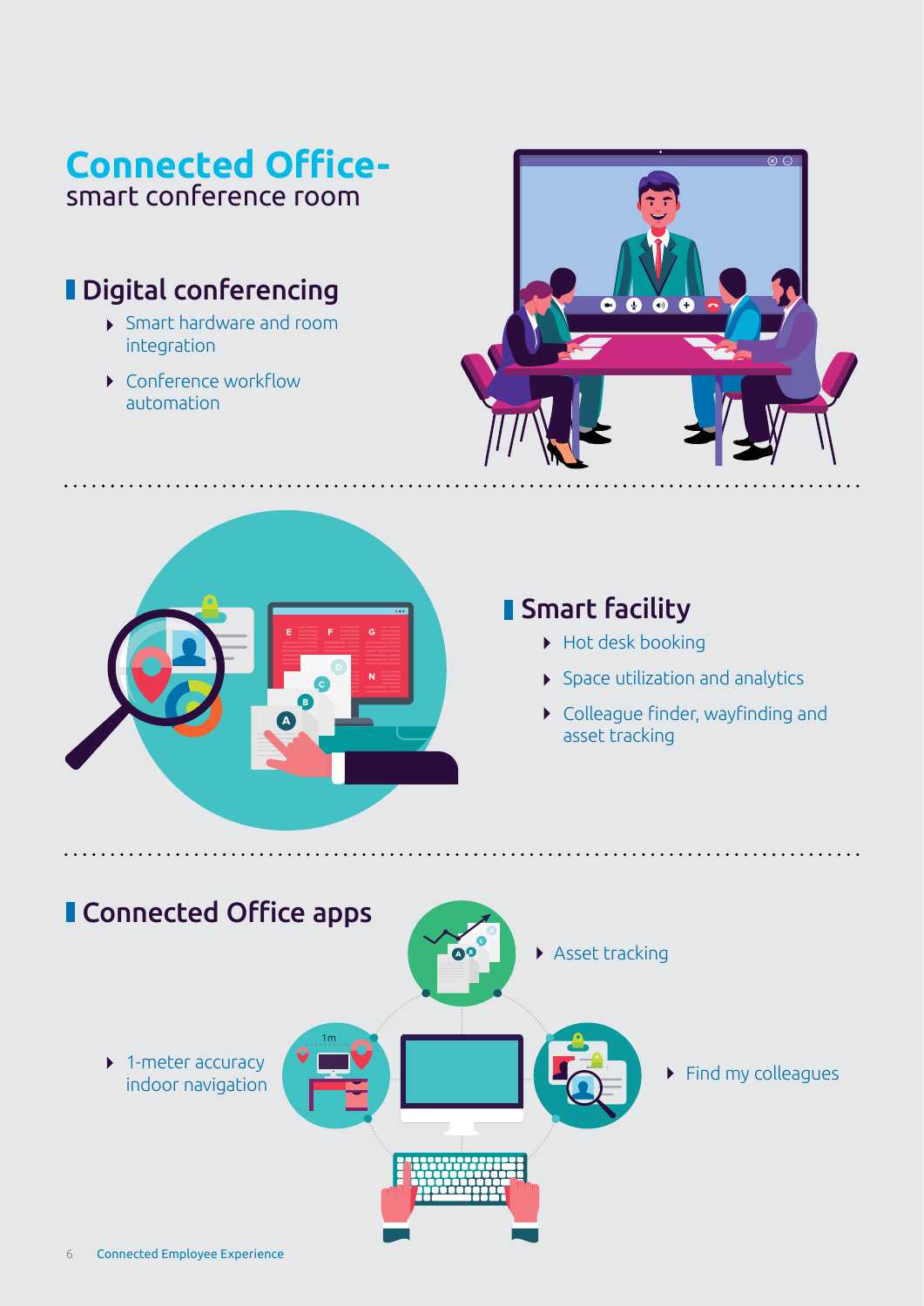# Connected Office-
smart conference room

## Digital conferencing

- Smart hardware and room integration
- Conference workflow automation

## Smart facility

- Hot desk booking
- Space utilization and analytics
- Colleague finder, wayfinding and asset tracking

## Connected Office apps

- Asset tracking
- 1-meter accuracy indoor navigation
- Find my colleagues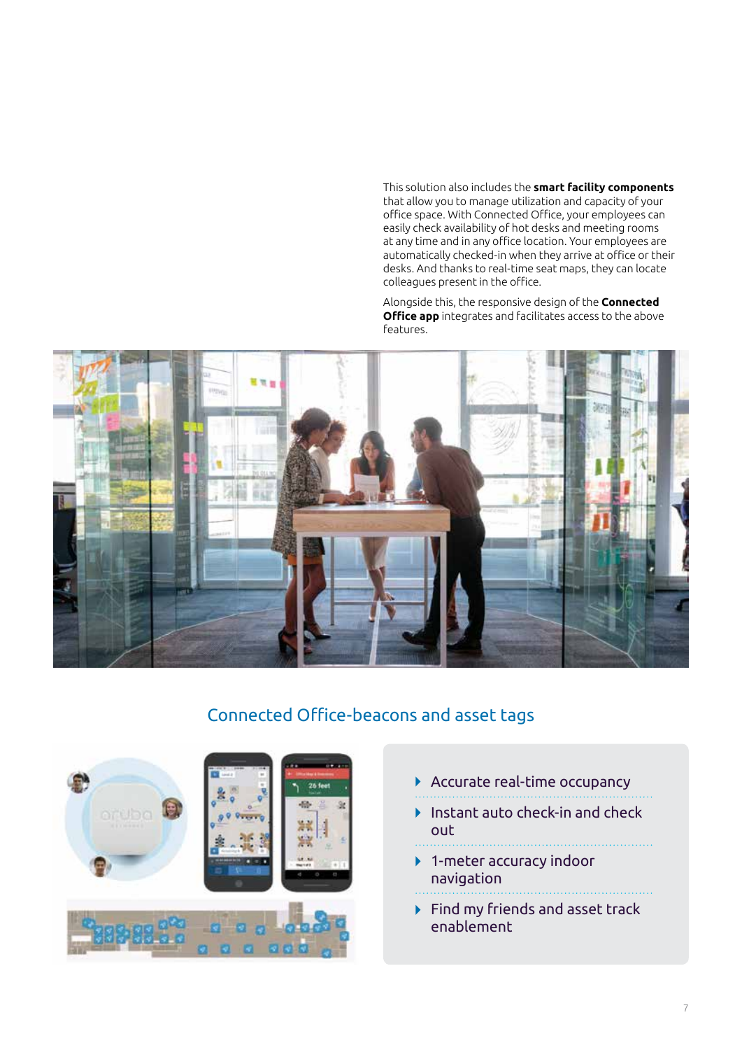This solution also includes the **smart facility components** that allow you to manage utilization and capacity of your office space. With Connected Office, your employees can easily check availability of hot desks and meeting rooms at any time and in any office location. Your employees are automatically checked-in when they arrive at office or their desks. And thanks to real-time seat maps, they can locate colleagues present in the office.

Alongside this, the responsive design of the **Connected Office app** integrates and facilitates access to the above features.

## Connected Office-beacons and asset tags

- Accurate real-time occupancy
- Instant auto check-in and check out
- 1-meter accuracy indoor navigation
- Find my friends and asset track enablement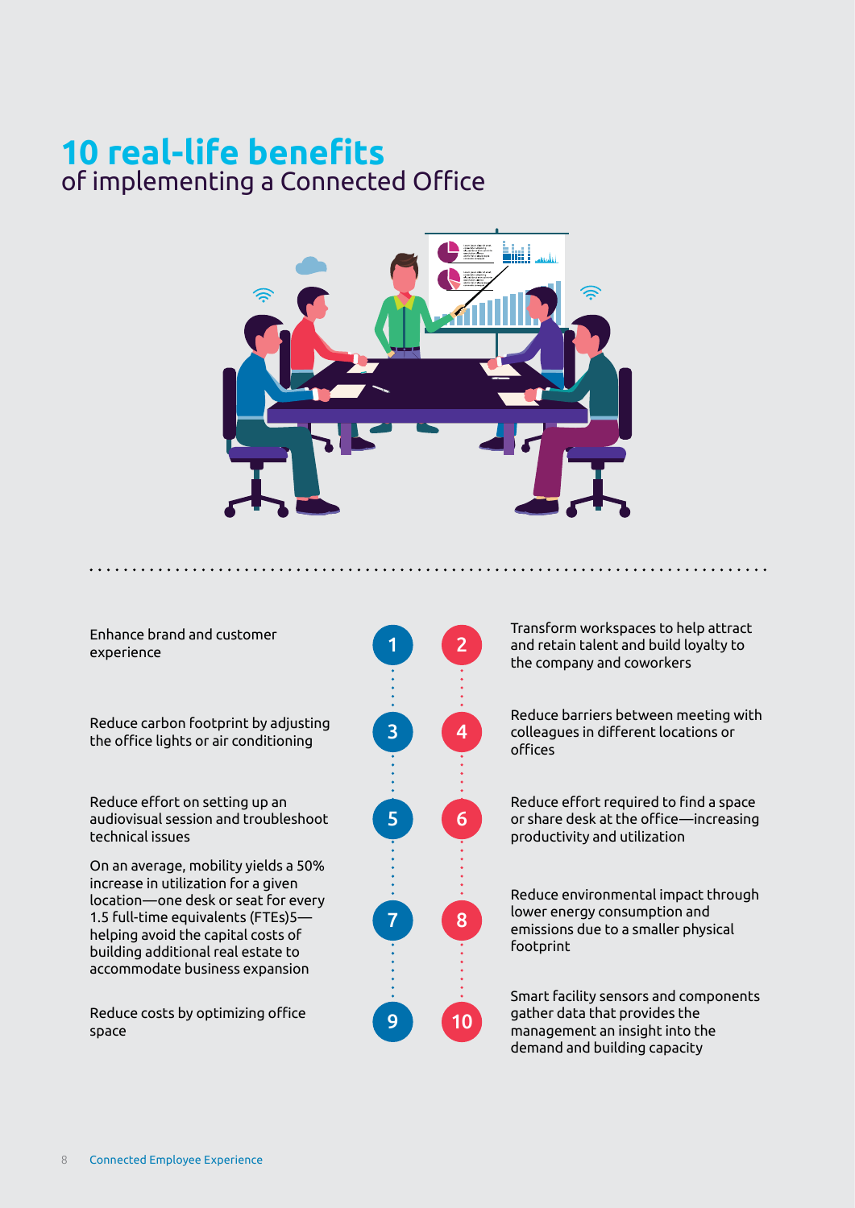# 10 real-life benefits
## of implementing a Connected Office

1. Enhance brand and customer experience
2. Transform workspaces to help attract and retain talent and build loyalty to the company and coworkers
3. Reduce carbon footprint by adjusting the office lights or air conditioning
4. Reduce barriers between meeting with colleagues in different locations or offices
5. Reduce effort on setting up an audiovisual session and troubleshoot technical issues
6. Reduce effort required to find a space or share desk at the office—increasing productivity and utilization
7. On an average, mobility yields a 50% increase in utilization for a given location—one desk or seat for every 1.5 full-time equivalents (FTEs)5—helping avoid the capital costs of building additional real estate to accommodate business expansion
8. Reduce environmental impact through lower energy consumption and emissions due to a smaller physical footprint
9. Reduce costs by optimizing office space
10. Smart facility sensors and components gather data that provides the management an insight into the demand and building capacity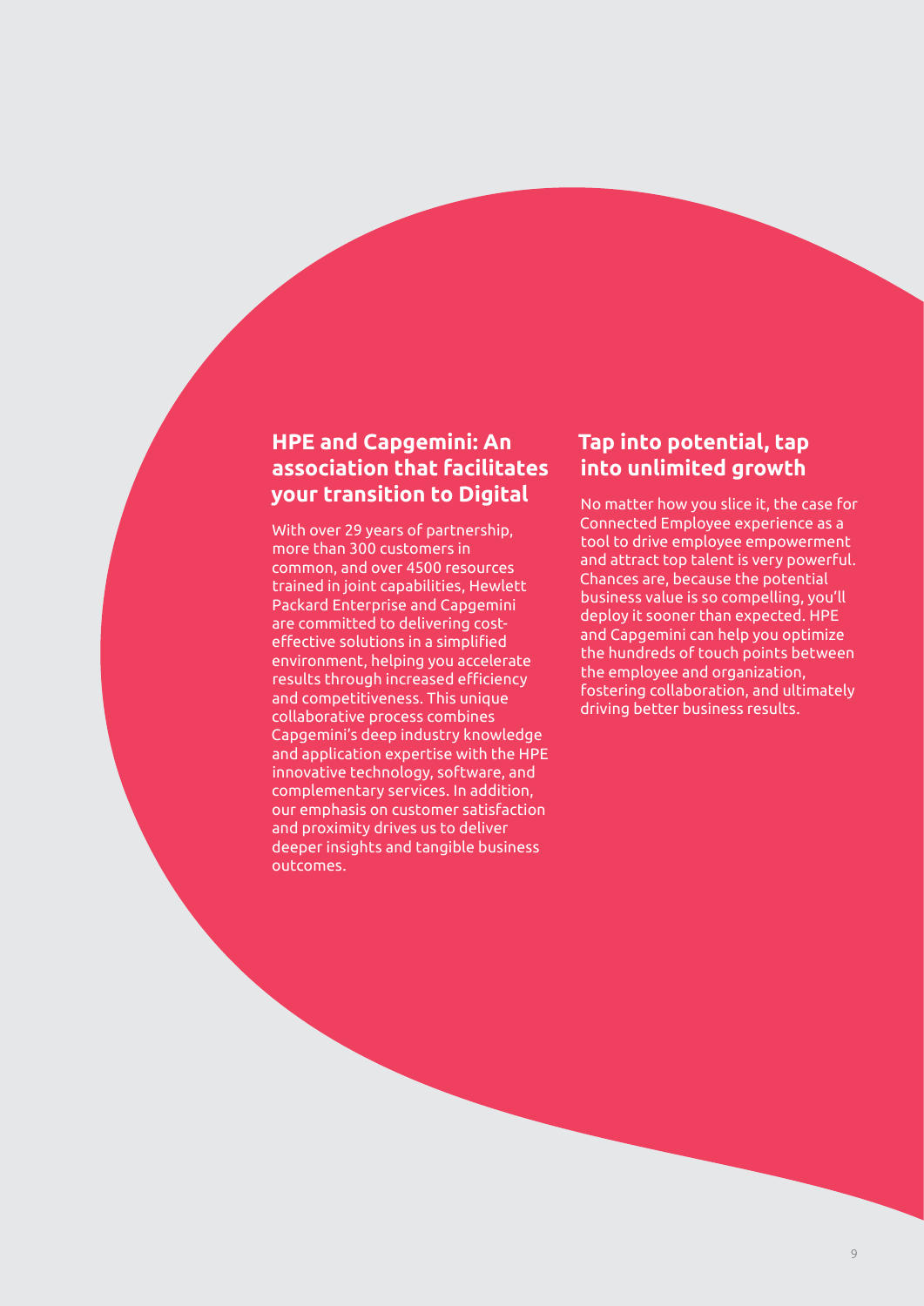## HPE and Capgemini: An association that facilitates your transition to Digital

With over 29 years of partnership, more than 300 customers in common, and over 4500 resources trained in joint capabilities, Hewlett Packard Enterprise and Capgemini are committed to delivering cost-effective solutions in a simplified environment, helping you accelerate results through increased efficiency and competitiveness. This unique collaborative process combines Capgemini's deep industry knowledge and application expertise with the HPE innovative technology, software, and complementary services. In addition, our emphasis on customer satisfaction and proximity drives us to deliver deeper insights and tangible business outcomes.

## Tap into potential, tap into unlimited growth

No matter how you slice it, the case for Connected Employee experience as a tool to drive employee empowerment and attract top talent is very powerful. Chances are, because the potential business value is so compelling, you'll deploy it sooner than expected. HPE and Capgemini can help you optimize the hundreds of touch points between the employee and organization, fostering collaboration, and ultimately driving better business results.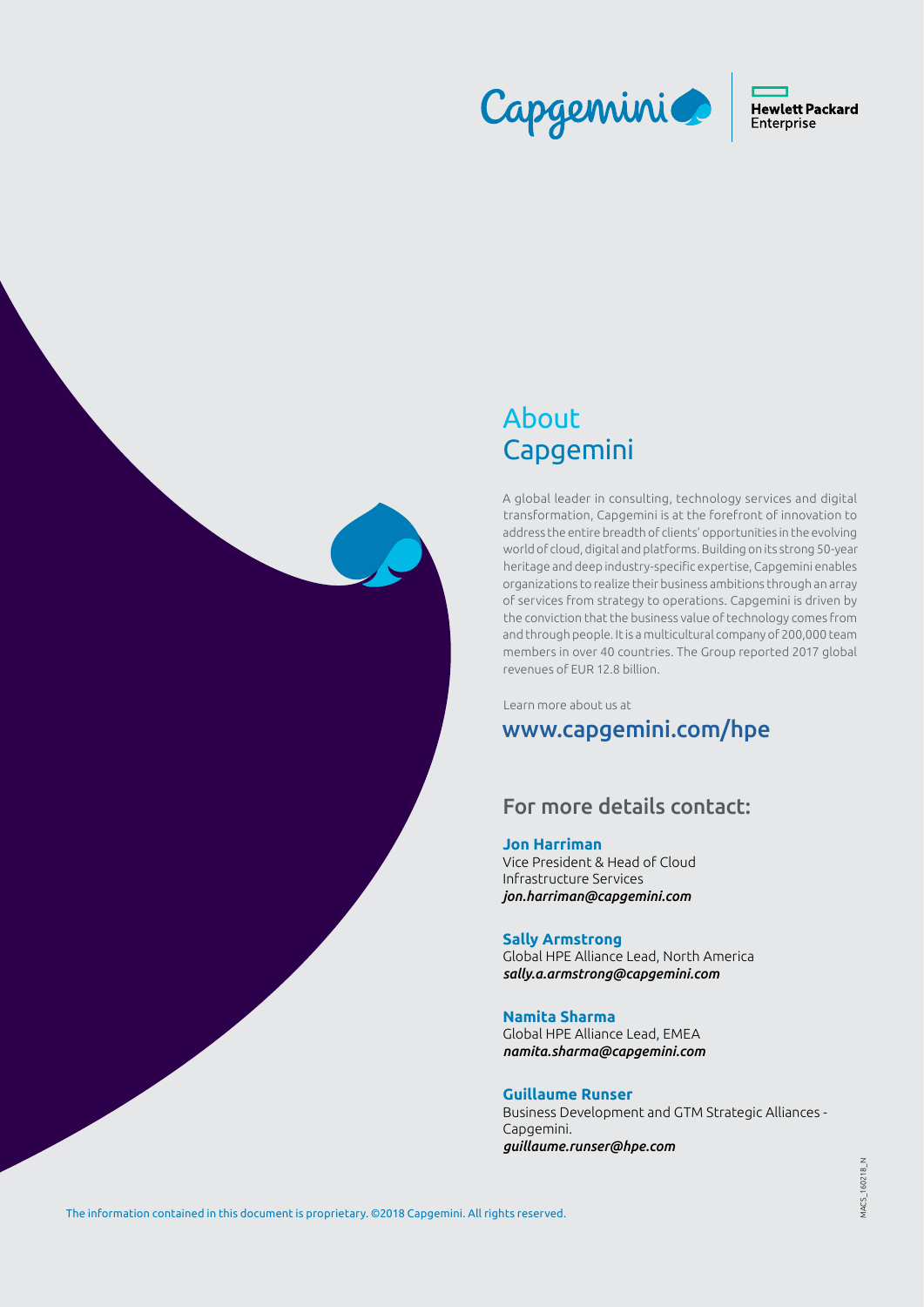# About Capgemini

A global leader in consulting, technology services and digital transformation, Capgemini is at the forefront of innovation to address the entire breadth of clients' opportunities in the evolving world of cloud, digital and platforms. Building on its strong 50-year heritage and deep industry-specific expertise, Capgemini enables organizations to realize their business ambitions through an array of services from strategy to operations. Capgemini is driven by the conviction that the business value of technology comes from and through people. It is a multicultural company of 200,000 team members in over 40 countries. The Group reported 2017 global revenues of EUR 12.8 billion.

Learn more about us at

## www.capgemini.com/hpe

## For more details contact:

**Jon Harriman**
Vice President & Head of Cloud Infrastructure Services
*jon.harriman@capgemini.com*

**Sally Armstrong**
Global HPE Alliance Lead, North America
*sally.a.armstrong@capgemini.com*

**Namita Sharma**
Global HPE Alliance Lead, EMEA
*namita.sharma@capgemini.com*

**Guillaume Runser**
Business Development and GTM Strategic Alliances - Capgemini.
*guillaume.runser@hpe.com*

The information contained in this document is proprietary. ©2018 Capgemini. All rights reserved.

MACS_160218_N